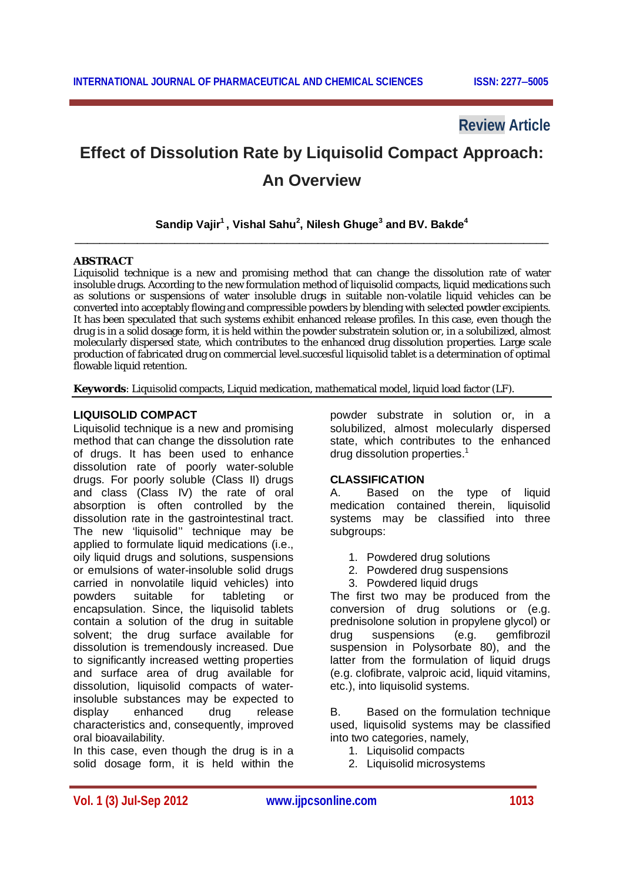Review Article

# Effect of Dissolution Rate by Liquisolid Compact Approach: An Overview

**Sandip Vajir[1], Vishal Sahu[2], Nilesh Ghuge[3] and BV. Bakde[4]**

---

**ABSTRACT**

Liquisolid technique is a new and promising method that can change the dissolution rate of water insoluble drugs. According to the new formulation method of liquisolid compacts, liquid medications such as solutions or suspensions of water insoluble drugs in suitable non-volatile liquid vehicles can be converted into acceptably flowing and compressible powders by blending with selected powder excipients. It has been speculated that such systems exhibit enhanced release profiles. In this case, even though the drug is in a solid dosage form, it is held within the powder substratein solution or, in a solubilized, almost molecularly dispersed state, which contributes to the enhanced drug dissolution properties. Large scale production of fabricated drug on commercial level.succesful liquisolid tablet is a determination of optimal flowable liquid retention.

**Keywords**: Liquisolid compacts, Liquid medication, mathematical model, liquid load factor (LF).

## LIQUISOLID COMPACT

Liquisolid technique is a new and promising method that can change the dissolution rate of drugs. It has been used to enhance dissolution rate of poorly water-soluble drugs. For poorly soluble (Class II) drugs and class (Class IV) the rate of oral absorption is often controlled by the dissolution rate in the gastrointestinal tract. The new 'liquisolid'' technique may be applied to formulate liquid medications (i.e., oily liquid drugs and solutions, suspensions or emulsions of water-insoluble solid drugs carried in nonvolatile liquid vehicles) into powders suitable for tableting or encapsulation. Since, the liquisolid tablets contain a solution of the drug in suitable solvent; the drug surface available for dissolution is tremendously increased. Due to significantly increased wetting properties and surface area of drug available for dissolution, liquisolid compacts of water-insoluble substances may be expected to display enhanced drug release characteristics and, consequently, improved oral bioavailability.

In this case, even though the drug is in a solid dosage form, it is held within the powder substrate in solution or, in a solubilized, almost molecularly dispersed state, which contributes to the enhanced drug dissolution properties.[1]

## CLASSIFICATION

A. Based on the type of liquid medication contained therein, liquisolid systems may be classified into three subgroups:

1. Powdered drug solutions
2. Powdered drug suspensions
3. Powdered liquid drugs

The first two may be produced from the conversion of drug solutions or (e.g. prednisolone solution in propylene glycol) or drug suspensions (e.g. gemfibrozil suspension in Polysorbate 80), and the latter from the formulation of liquid drugs (e.g. clofibrate, valproic acid, liquid vitamins, etc.), into liquisolid systems.

B. Based on the formulation technique used, liquisolid systems may be classified into two categories, namely,

1. Liquisolid compacts
2. Liquisolid microsystems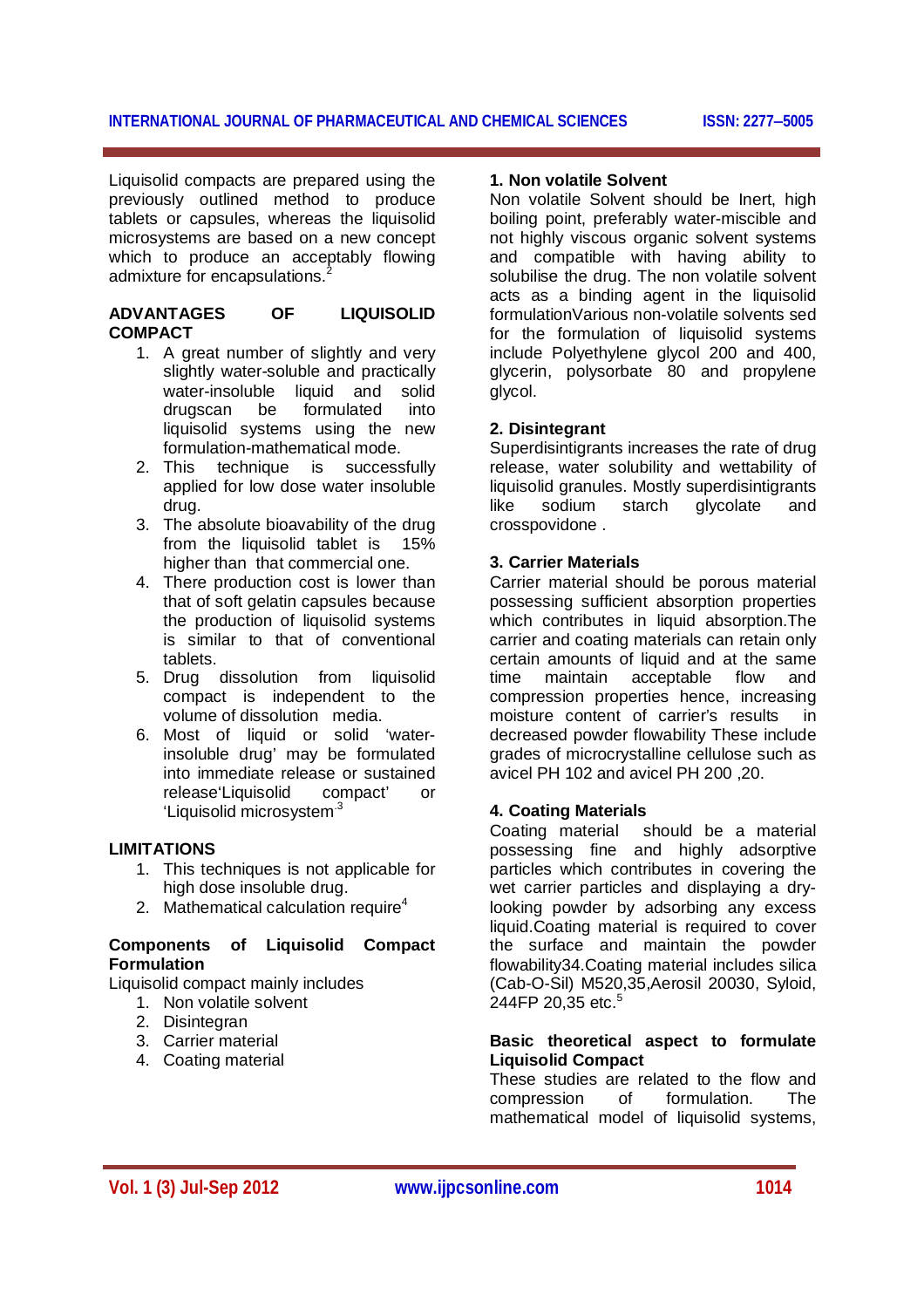Liquisolid compacts are prepared using the previously outlined method to produce tablets or capsules, whereas the liquisolid microsystems are based on a new concept which to produce an acceptably flowing admixture for encapsulations.[2]

## ADVANTAGES OF LIQUISOLID COMPACT

1. A great number of slightly and very slightly water-soluble and practically water-insoluble liquid and solid drugscan be formulated into liquisolid systems using the new formulation-mathematical mode.
2. This technique is successfully applied for low dose water insoluble drug.
3. The absolute bioavability of the drug from the liquisolid tablet is 15% higher than that commercial one.
4. There production cost is lower than that of soft gelatin capsules because the production of liquisolid systems is similar to that of conventional tablets.
5. Drug dissolution from liquisolid compact is independent to the volume of dissolution media.
6. Most of liquid or solid 'water-insoluble drug' may be formulated into immediate release or sustained release'Liquisolid compact' or 'Liquisolid microsystem'[3]

## LIMITATIONS

1. This techniques is not applicable for high dose insoluble drug.
2. Mathematical calculation require[4]

## Components of Liquisolid Compact Formulation

Liquisolid compact mainly includes

1. Non volatile solvent
2. Disintegran
3. Carrier material
4. Coating material

### 1. Non volatile Solvent

Non volatile Solvent should be Inert, high boiling point, preferably water-miscible and not highly viscous organic solvent systems and compatible with having ability to solubilise the drug. The non volatile solvent acts as a binding agent in the liquisolid formulationVarious non-volatile solvents sed for the formulation of liquisolid systems include Polyethylene glycol 200 and 400, glycerin, polysorbate 80 and propylene glycol.

### 2. Disintegrant

Superdisintigrants increases the rate of drug release, water solubility and wettability of liquisolid granules. Mostly superdisintigrants like sodium starch glycolate and crosspovidone .

### 3. Carrier Materials

Carrier material should be porous material possessing sufficient absorption properties which contributes in liquid absorption.The carrier and coating materials can retain only certain amounts of liquid and at the same time maintain acceptable flow and compression properties hence, increasing moisture content of carrier's results in decreased powder flowability These include grades of microcrystalline cellulose such as avicel PH 102 and avicel PH 200 ,20.

### 4. Coating Materials

Coating material should be a material possessing fine and highly adsorptive particles which contributes in covering the wet carrier particles and displaying a dry-looking powder by adsorbing any excess liquid.Coating material is required to cover the surface and maintain the powder flowability34.Coating material includes silica (Cab-O-Sil) M520,35,Aerosil 20030, Syloid, 244FP 20,35 etc.[5]

## Basic theoretical aspect to formulate Liquisolid Compact

These studies are related to the flow and compression of formulation. The mathematical model of liquisolid systems,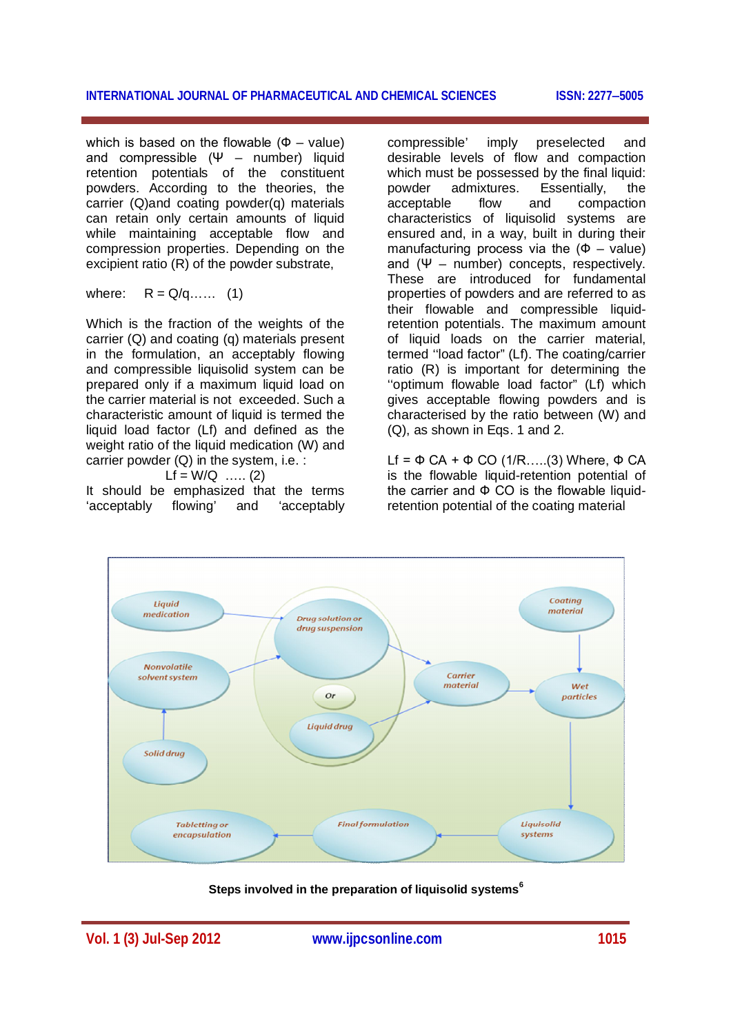which is based on the flowable ($\Phi$ – value) and compressible ($\Psi$ – number) liquid retention potentials of the constituent powders. According to the theories, the carrier (Q)and coating powder(q) materials can retain only certain amounts of liquid while maintaining acceptable flow and compression properties. Depending on the excipient ratio (R) of the powder substrate,

where: $R = Q/q$…… (1)

Which is the fraction of the weights of the carrier (Q) and coating (q) materials present in the formulation, an acceptably flowing and compressible liquisolid system can be prepared only if a maximum liquid load on the carrier material is not exceeded. Such a characteristic amount of liquid is termed the liquid load factor (Lf) and defined as the weight ratio of the liquid medication (W) and carrier powder (Q) in the system, i.e. :

$$Lf = W/Q \quad \text{….. (2)}$$

It should be emphasized that the terms 'acceptably flowing' and 'acceptably compressible' imply preselected and desirable levels of flow and compaction which must be possessed by the final liquid: powder admixtures. Essentially, the acceptable flow and compaction characteristics of liquisolid systems are ensured and, in a way, built in during their manufacturing process via the ($\Phi$ – value) and ($\Psi$ – number) concepts, respectively. These are introduced for fundamental properties of powders and are referred to as their flowable and compressible liquid-retention potentials. The maximum amount of liquid loads on the carrier material, termed "load factor" (Lf). The coating/carrier ratio (R) is important for determining the "optimum flowable load factor" (Lf) which gives acceptable flowing powders and is characterised by the ratio between (W) and (Q), as shown in Eqs. 1 and 2.

$Lf = \Phi\ CA + \Phi\ CO\ (1/R$…..(3) Where, $\Phi$ CA is the flowable liquid-retention potential of the carrier and $\Phi$ CO is the flowable liquid-retention potential of the coating material

**Steps involved in the preparation of liquisolid systems**[6]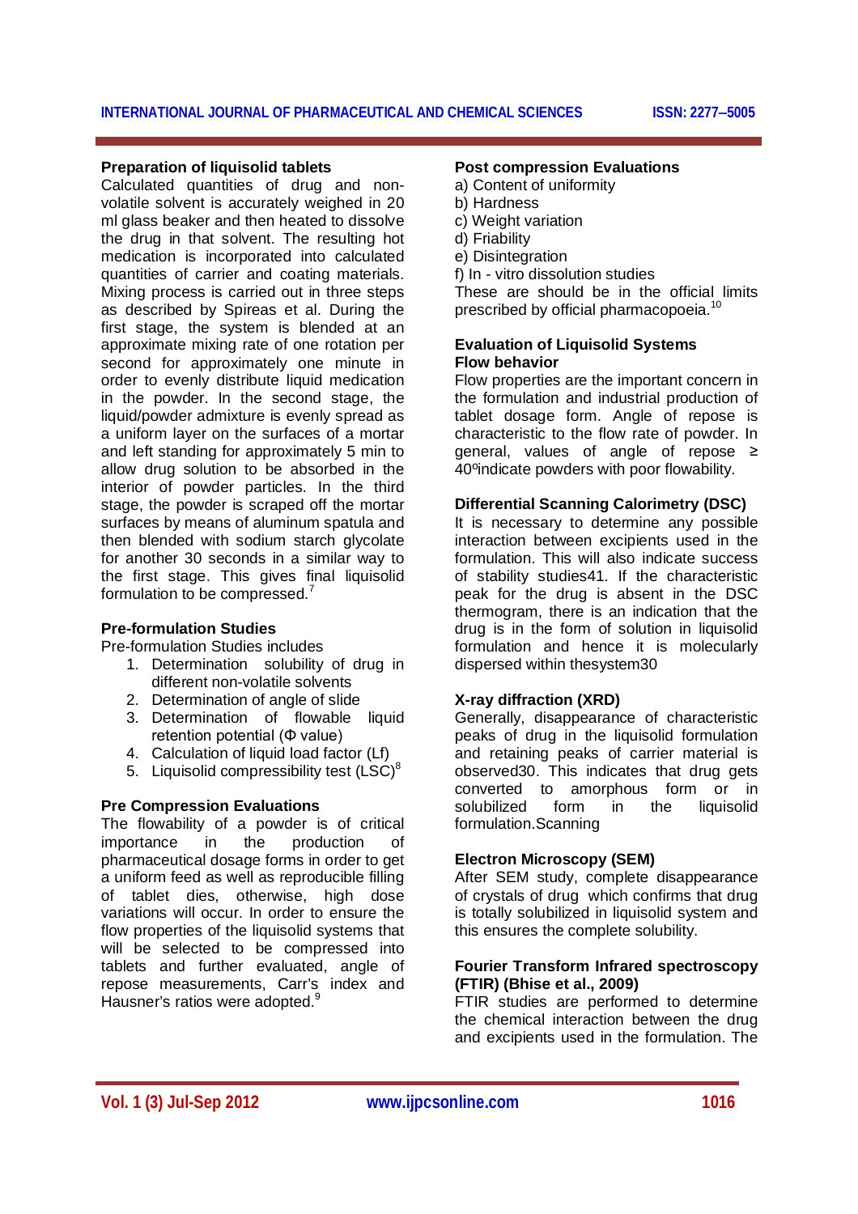### Preparation of liquisolid tablets

Calculated quantities of drug and non-volatile solvent is accurately weighed in 20 ml glass beaker and then heated to dissolve the drug in that solvent. The resulting hot medication is incorporated into calculated quantities of carrier and coating materials. Mixing process is carried out in three steps as described by Spireas et al. During the first stage, the system is blended at an approximate mixing rate of one rotation per second for approximately one minute in order to evenly distribute liquid medication in the powder. In the second stage, the liquid/powder admixture is evenly spread as a uniform layer on the surfaces of a mortar and left standing for approximately 5 min to allow drug solution to be absorbed in the interior of powder particles. In the third stage, the powder is scraped off the mortar surfaces by means of aluminum spatula and then blended with sodium starch glycolate for another 30 seconds in a similar way to the first stage. This gives final liquisolid formulation to be compressed.[7]

### Pre-formulation Studies

Pre-formulation Studies includes

1. Determination solubility of drug in different non-volatile solvents
2. Determination of angle of slide
3. Determination of flowable liquid retention potential (Φ value)
4. Calculation of liquid load factor (Lf)
5. Liquisolid compressibility test (LSC)[8]

### Pre Compression Evaluations

The flowability of a powder is of critical importance in the production of pharmaceutical dosage forms in order to get a uniform feed as well as reproducible filling of tablet dies, otherwise, high dose variations will occur. In order to ensure the flow properties of the liquisolid systems that will be selected to be compressed into tablets and further evaluated, angle of repose measurements, Carr's index and Hausner's ratios were adopted.[9]

### Post compression Evaluations

a) Content of uniformity
b) Hardness
c) Weight variation
d) Friability
e) Disintegration
f) In - vitro dissolution studies

These are should be in the official limits prescribed by official pharmacopoeia.[10]

### Evaluation of Liquisolid Systems

#### Flow behavior

Flow properties are the important concern in the formulation and industrial production of tablet dosage form. Angle of repose is characteristic to the flow rate of powder. In general, values of angle of repose ≥ 40ºindicate powders with poor flowability.

#### Differential Scanning Calorimetry (DSC)

It is necessary to determine any possible interaction between excipients used in the formulation. This will also indicate success of stability studies41. If the characteristic peak for the drug is absent in the DSC thermogram, there is an indication that the drug is in the form of solution in liquisolid formulation and hence it is molecularly dispersed within thesystem30

#### X-ray diffraction (XRD)

Generally, disappearance of characteristic peaks of drug in the liquisolid formulation and retaining peaks of carrier material is observed30. This indicates that drug gets converted to amorphous form or in solubilized form in the liquisolid formulation.Scanning

#### Electron Microscopy (SEM)

After SEM study, complete disappearance of crystals of drug which confirms that drug is totally solubilized in liquisolid system and this ensures the complete solubility.

#### Fourier Transform Infrared spectroscopy (FTIR) (Bhise et al., 2009)

FTIR studies are performed to determine the chemical interaction between the drug and excipients used in the formulation. The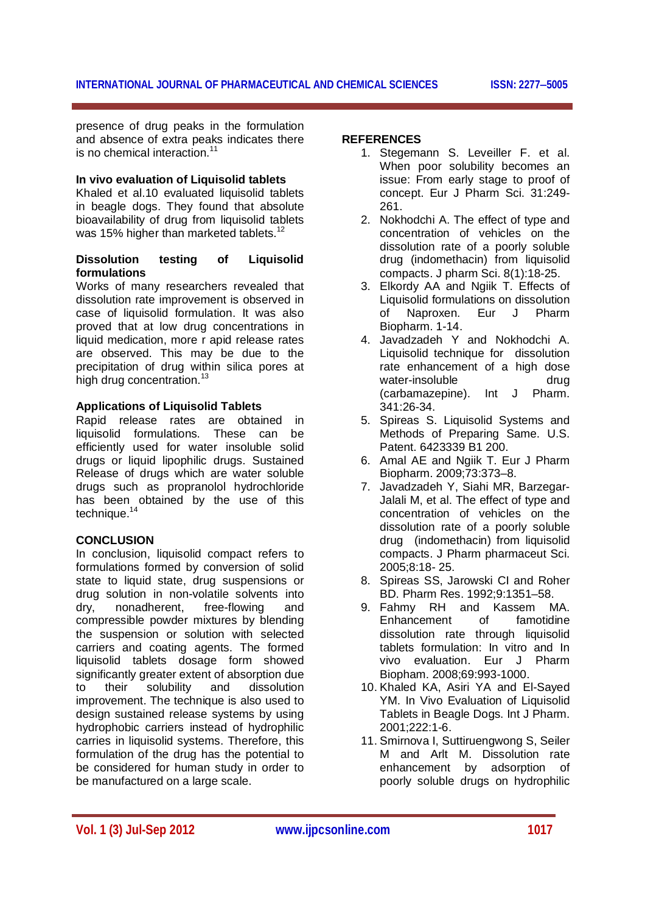presence of drug peaks in the formulation and absence of extra peaks indicates there is no chemical interaction.[11]

### In vivo evaluation of Liquisolid tablets

Khaled et al.10 evaluated liquisolid tablets in beagle dogs. They found that absolute bioavailability of drug from liquisolid tablets was 15% higher than marketed tablets.[12]

### Dissolution testing of Liquisolid formulations

Works of many researchers revealed that dissolution rate improvement is observed in case of liquisolid formulation. It was also proved that at low drug concentrations in liquid medication, more r apid release rates are observed. This may be due to the precipitation of drug within silica pores at high drug concentration.[13]

### Applications of Liquisolid Tablets

Rapid release rates are obtained in liquisolid formulations. These can be efficiently used for water insoluble solid drugs or liquid lipophilic drugs. Sustained Release of drugs which are water soluble drugs such as propranolol hydrochloride has been obtained by the use of this technique.[14]

## CONCLUSION

In conclusion, liquisolid compact refers to formulations formed by conversion of solid state to liquid state, drug suspensions or drug solution in non-volatile solvents into dry, nonadherent, free-flowing and compressible powder mixtures by blending the suspension or solution with selected carriers and coating agents. The formed liquisolid tablets dosage form showed significantly greater extent of absorption due to their solubility and dissolution improvement. The technique is also used to design sustained release systems by using hydrophobic carriers instead of hydrophilic carries in liquisolid systems. Therefore, this formulation of the drug has the potential to be considered for human study in order to be manufactured on a large scale.

## REFERENCES

1. Stegemann S. Leveiller F. et al. When poor solubility becomes an issue: From early stage to proof of concept. Eur J Pharm Sci. 31:249-261.
2. Nokhodchi A. The effect of type and concentration of vehicles on the dissolution rate of a poorly soluble drug (indomethacin) from liquisolid compacts. J pharm Sci. 8(1):18-25.
3. Elkordy AA and Ngiik T. Effects of Liquisolid formulations on dissolution of Naproxen. Eur J Pharm Biopharm. 1-14.
4. Javadzadeh Y and Nokhodchi A. Liquisolid technique for dissolution rate enhancement of a high dose water-insoluble drug (carbamazepine). Int J Pharm. 341:26-34.
5. Spireas S. Liquisolid Systems and Methods of Preparing Same. U.S. Patent. 6423339 B1 200.
6. Amal AE and Ngiik T. Eur J Pharm Biopharm. 2009;73:373–8.
7. Javadzadeh Y, Siahi MR, Barzegar-Jalali M, et al. The effect of type and concentration of vehicles on the dissolution rate of a poorly soluble drug (indomethacin) from liquisolid compacts. J Pharm pharmaceut Sci. 2005;8:18- 25.
8. Spireas SS, Jarowski CI and Roher BD. Pharm Res. 1992;9:1351–58.
9. Fahmy RH and Kassem MA. Enhancement of famotidine dissolution rate through liquisolid tablets formulation: In vitro and In vivo evaluation. Eur J Pharm Biopham. 2008;69:993-1000.
10. Khaled KA, Asiri YA and El-Sayed YM. In Vivo Evaluation of Liquisolid Tablets in Beagle Dogs. Int J Pharm. 2001;222:1-6.
11. Smirnova I, Suttiruengwong S, Seiler M and Arlt M. Dissolution rate enhancement by adsorption of poorly soluble drugs on hydrophilic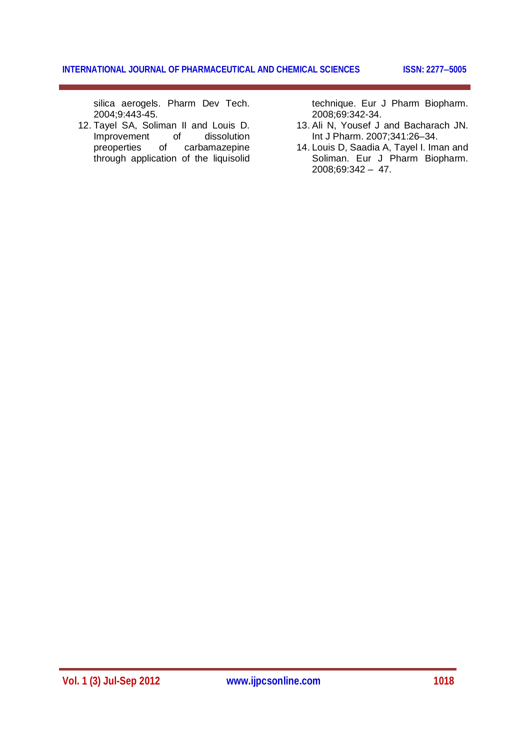silica aerogels. Pharm Dev Tech. 2004;9:443-45.

12. Tayel SA, Soliman II and Louis D. Improvement of dissolution preoperties of carbamazepine through application of the liquisolid technique. Eur J Pharm Biopharm. 2008;69:342-34.
13. Ali N, Yousef J and Bacharach JN. Int J Pharm. 2007;341:26–34.
14. Louis D, Saadia A, Tayel I. Iman and Soliman. Eur J Pharm Biopharm. 2008;69:342 – 47.